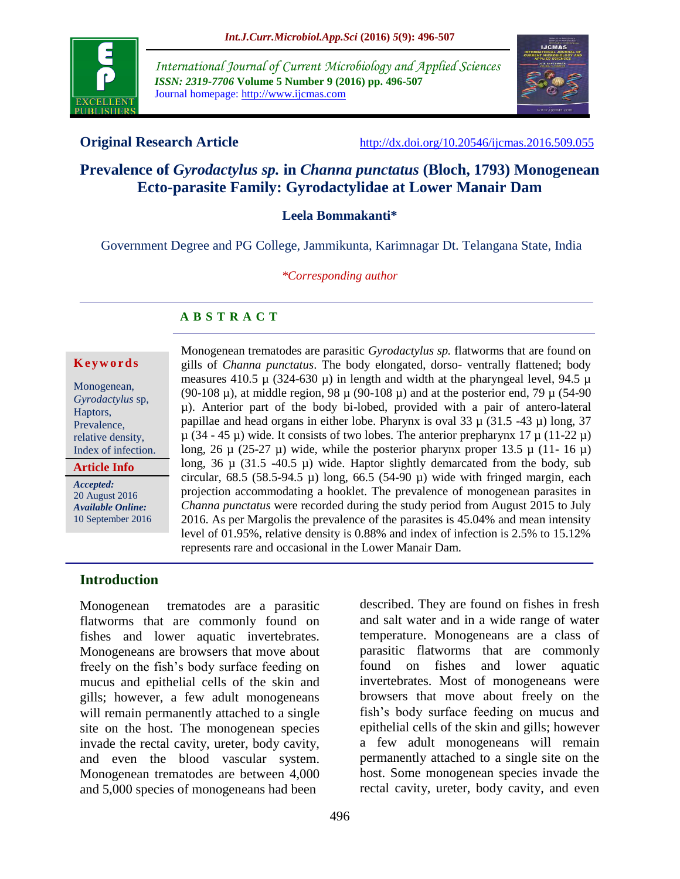International Journal of Current Microbiology and Applied Sciences
*ISSN: 2319-7706* **Volume 5 Number 9 (2016) pp. 496-507**
Journal homepage: http://www.ijcmas.com

**Original Research Article** http://dx.doi.org/10.20546/ijcmas.2016.509.055

# Prevalence of *Gyrodactylus sp.* in *Channa punctatus* (Bloch, 1793) Monogenean Ecto-parasite Family: Gyrodactylidae at Lower Manair Dam

**Leela Bommakanti***

Government Degree and PG College, Jammikunta, Karimnagar Dt. Telangana State, India

*\*Corresponding author*

## A B S T R A C T

**Keywords**

Monogenean, *Gyrodactylus* sp, Haptors, Prevalence, relative density, Index of infection.

**Article Info**

*Accepted:* 20 August 2016
*Available Online:* 10 September 2016

Monogenean trematodes are parasitic *Gyrodactylus sp.* flatworms that are found on gills of *Channa punctatus*. The body elongated, dorso- ventrally flattened; body measures 410.5 µ (324-630 µ) in length and width at the pharyngeal level, 94.5 µ (90-108 µ), at middle region, 98 µ (90-108 µ) and at the posterior end, 79 µ (54-90 µ). Anterior part of the body bi-lobed, provided with a pair of antero-lateral papillae and head organs in either lobe. Pharynx is oval 33 µ (31.5 -43 µ) long, 37 µ (34 - 45 µ) wide. It consists of two lobes. The anterior prepharynx 17 µ (11-22 µ) long, 26 µ (25-27 µ) wide, while the posterior pharynx proper 13.5 µ (11- 16 µ) long, 36 µ (31.5 -40.5 µ) wide. Haptor slightly demarcated from the body, sub circular, 68.5 (58.5-94.5 µ) long, 66.5 (54-90 µ) wide with fringed margin, each projection accommodating a hooklet. The prevalence of monogenean parasites in *Channa punctatus* were recorded during the study period from August 2015 to July 2016. As per Margolis the prevalence of the parasites is 45.04% and mean intensity level of 01.95%, relative density is 0.88% and index of infection is 2.5% to 15.12% represents rare and occasional in the Lower Manair Dam.

## Introduction

Monogenean trematodes are a parasitic flatworms that are commonly found on fishes and lower aquatic invertebrates. Monogeneans are browsers that move about freely on the fish's body surface feeding on mucus and epithelial cells of the skin and gills; however, a few adult monogeneans will remain permanently attached to a single site on the host. The monogenean species invade the rectal cavity, ureter, body cavity, and even the blood vascular system. Monogenean trematodes are between 4,000 and 5,000 species of monogeneans had been described. They are found on fishes in fresh and salt water and in a wide range of water temperature. Monogeneans are a class of parasitic flatworms that are commonly found on fishes and lower aquatic invertebrates. Most of monogeneans were browsers that move about freely on the fish's body surface feeding on mucus and epithelial cells of the skin and gills; however a few adult monogeneans will remain permanently attached to a single site on the host. Some monogenean species invade the rectal cavity, ureter, body cavity, and even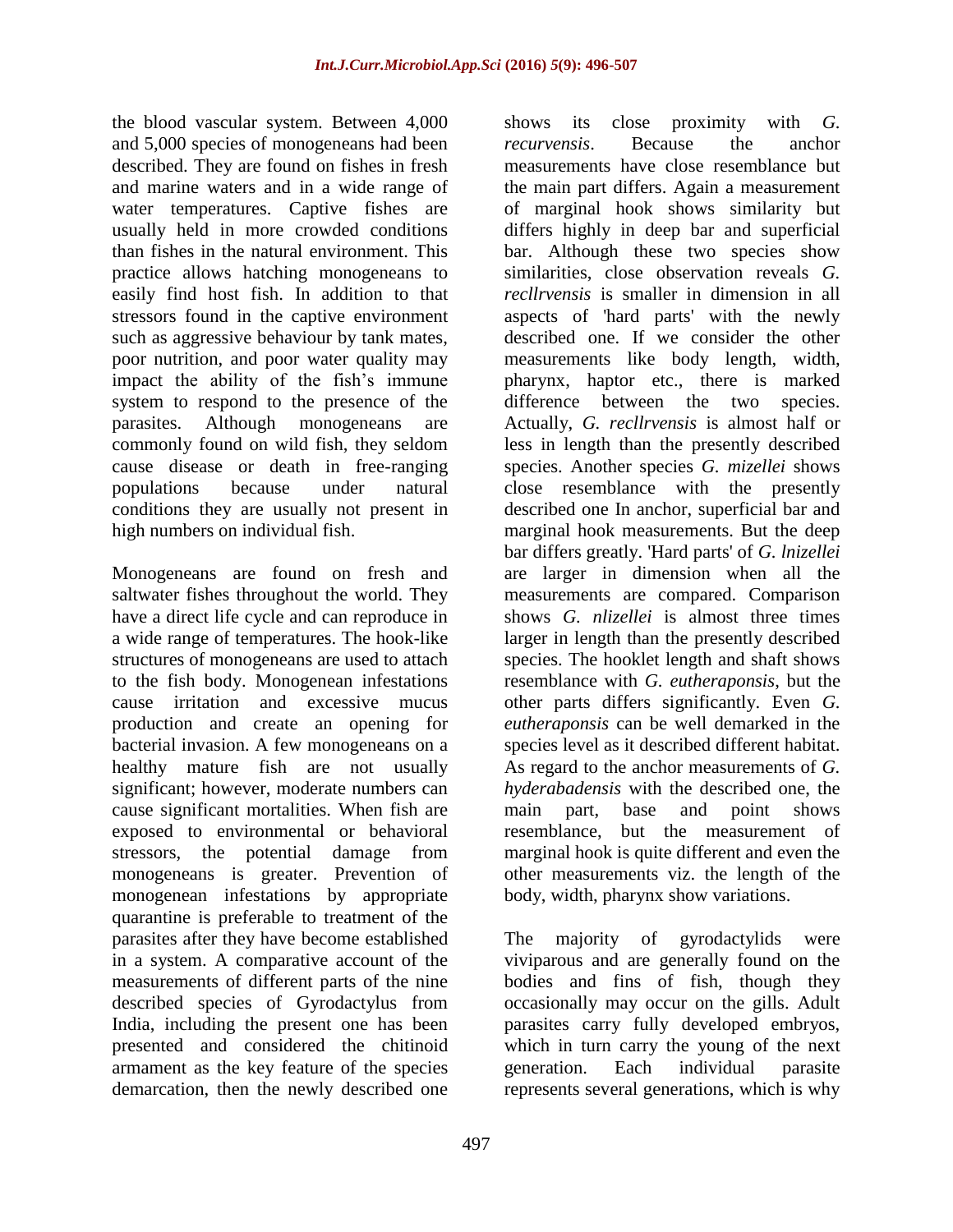the blood vascular system. Between 4,000 and 5,000 species of monogeneans had been described. They are found on fishes in fresh and marine waters and in a wide range of water temperatures. Captive fishes are usually held in more crowded conditions than fishes in the natural environment. This practice allows hatching monogeneans to easily find host fish. In addition to that stressors found in the captive environment such as aggressive behaviour by tank mates, poor nutrition, and poor water quality may impact the ability of the fish's immune system to respond to the presence of the parasites. Although monogeneans are commonly found on wild fish, they seldom cause disease or death in free-ranging populations because under natural conditions they are usually not present in high numbers on individual fish.

Monogeneans are found on fresh and saltwater fishes throughout the world. They have a direct life cycle and can reproduce in a wide range of temperatures. The hook-like structures of monogeneans are used to attach to the fish body. Monogenean infestations cause irritation and excessive mucus production and create an opening for bacterial invasion. A few monogeneans on a healthy mature fish are not usually significant; however, moderate numbers can cause significant mortalities. When fish are exposed to environmental or behavioral stressors, the potential damage from monogeneans is greater. Prevention of monogenean infestations by appropriate quarantine is preferable to treatment of the parasites after they have become established in a system. A comparative account of the measurements of different parts of the nine described species of Gyrodactylus from India, including the present one has been presented and considered the chitinoid armament as the key feature of the species demarcation, then the newly described one shows its close proximity with *G. recurvensis*. Because the anchor measurements have close resemblance but the main part differs. Again a measurement of marginal hook shows similarity but differs highly in deep bar and superficial bar. Although these two species show similarities, close observation reveals *G. recllrvensis* is smaller in dimension in all aspects of 'hard parts' with the newly described one. If we consider the other measurements like body length, width, pharynx, haptor etc., there is marked difference between the two species. Actually, *G. recllrvensis* is almost half or less in length than the presently described species. Another species *G. mizellei* shows close resemblance with the presently described one In anchor, superficial bar and marginal hook measurements. But the deep bar differs greatly. 'Hard parts' of *G. lnizellei* are larger in dimension when all the measurements are compared. Comparison shows *G. nlizellei* is almost three times larger in length than the presently described species. The hooklet length and shaft shows resemblance with *G. eutheraponsis*, but the other parts differs significantly. Even *G. eutheraponsis* can be well demarked in the species level as it described different habitat. As regard to the anchor measurements of *G. hyderabadensis* with the described one, the main part, base and point shows resemblance, but the measurement of marginal hook is quite different and even the other measurements viz. the length of the body, width, pharynx show variations.

The majority of gyrodactylids were viviparous and are generally found on the bodies and fins of fish, though they occasionally may occur on the gills. Adult parasites carry fully developed embryos, which in turn carry the young of the next generation. Each individual parasite represents several generations, which is why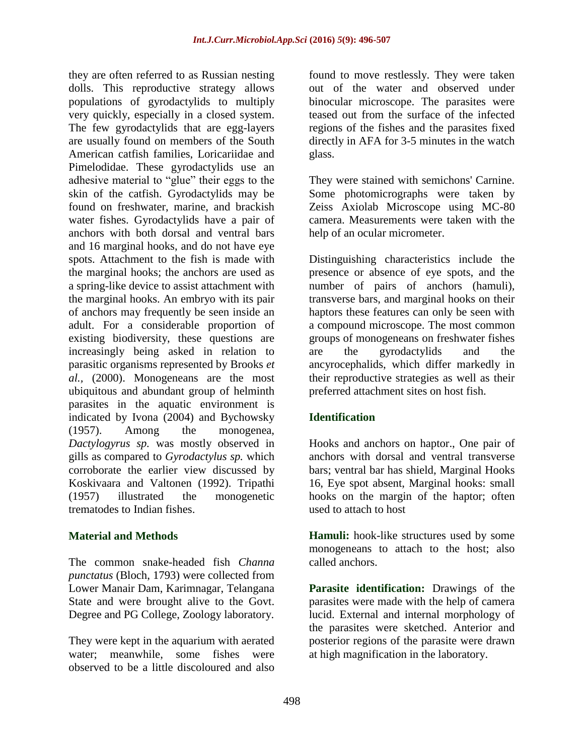they are often referred to as Russian nesting dolls. This reproductive strategy allows populations of gyrodactylids to multiply very quickly, especially in a closed system. The few gyrodactylids that are egg-layers are usually found on members of the South American catfish families, Loricariidae and Pimelodidae. These gyrodactylids use an adhesive material to "glue" their eggs to the skin of the catfish. Gyrodactylids may be found on freshwater, marine, and brackish water fishes. Gyrodactylids have a pair of anchors with both dorsal and ventral bars and 16 marginal hooks, and do not have eye spots. Attachment to the fish is made with the marginal hooks; the anchors are used as a spring-like device to assist attachment with the marginal hooks. An embryo with its pair of anchors may frequently be seen inside an adult. For a considerable proportion of existing biodiversity, these questions are increasingly being asked in relation to parasitic organisms represented by Brooks *et al.*, (2000). Monogeneans are the most ubiquitous and abundant group of helminth parasites in the aquatic environment is indicated by Ivona (2004) and Bychowsky (1957). Among the monogenea, *Dactylogyrus sp.* was mostly observed in gills as compared to *Gyrodactylus sp.* which corroborate the earlier view discussed by Koskivaara and Valtonen (1992). Tripathi (1957) illustrated the monogenetic trematodes to Indian fishes.

## Material and Methods

The common snake-headed fish *Channa punctatus* (Bloch, 1793) were collected from Lower Manair Dam, Karimnagar, Telangana State and were brought alive to the Govt. Degree and PG College, Zoology laboratory.

They were kept in the aquarium with aerated water; meanwhile, some fishes were observed to be a little discoloured and also found to move restlessly. They were taken out of the water and observed under binocular microscope. The parasites were teased out from the surface of the infected regions of the fishes and the parasites fixed directly in AFA for 3-5 minutes in the watch glass.

They were stained with semichons' Carnine. Some photomicrographs were taken by Zeiss Axiolab Microscope using MC-80 camera. Measurements were taken with the help of an ocular micrometer.

Distinguishing characteristics include the presence or absence of eye spots, and the number of pairs of anchors (hamuli), transverse bars, and marginal hooks on their haptors these features can only be seen with a compound microscope. The most common groups of monogeneans on freshwater fishes are the gyrodactylids and the ancyrocephalids, which differ markedly in their reproductive strategies as well as their preferred attachment sites on host fish.

## Identification

Hooks and anchors on haptor., One pair of anchors with dorsal and ventral transverse bars; ventral bar has shield, Marginal Hooks 16, Eye spot absent, Marginal hooks: small hooks on the margin of the haptor; often used to attach to host

**Hamuli:** hook-like structures used by some monogeneans to attach to the host; also called anchors.

**Parasite identification:** Drawings of the parasites were made with the help of camera lucid. External and internal morphology of the parasites were sketched. Anterior and posterior regions of the parasite were drawn at high magnification in the laboratory.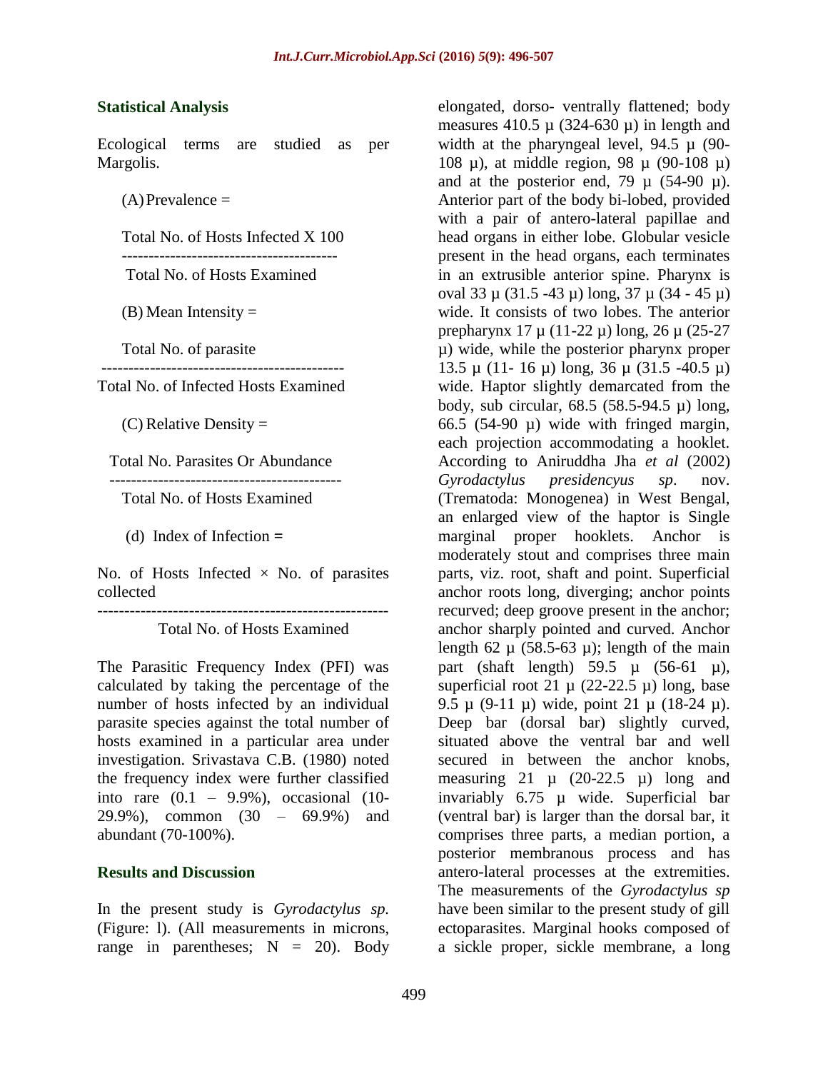## Statistical Analysis

Ecological terms are studied as per Margolis.

(A) Prevalence =

$$\frac{\text{Total No. of Hosts Infected X 100}}{\text{Total No. of Hosts Examined}}$$

(B) Mean Intensity =

$$\frac{\text{Total No. of parasite}}{\text{Total No. of Infected Hosts Examined}}$$

(C) Relative Density =

$$\frac{\text{Total No. Parasites Or Abundance}}{\text{Total No. of Hosts Examined}}$$

(d) Index of Infection **=**

$$\frac{\text{No. of Hosts Infected} \times \text{No. of parasites collected}}{\text{Total No. of Hosts Examined}}$$

The Parasitic Frequency Index (PFI) was calculated by taking the percentage of the number of hosts infected by an individual parasite species against the total number of hosts examined in a particular area under investigation. Srivastava C.B. (1980) noted the frequency index were further classified into rare (0.1 – 9.9%), occasional (10-29.9%), common (30 – 69.9%) and abundant (70-100%).

## Results and Discussion

In the present study is *Gyrodactylus sp.* (Figure: l). (All measurements in microns, range in parentheses; N = 20). Body elongated, dorso- ventrally flattened; body measures 410.5 µ (324-630 µ) in length and width at the pharyngeal level, 94.5 µ (90-108 µ), at middle region, 98 µ (90-108 µ) and at the posterior end, 79 µ (54-90 µ). Anterior part of the body bi-lobed, provided with a pair of antero-lateral papillae and head organs in either lobe. Globular vesicle present in the head organs, each terminates in an extrusible anterior spine. Pharynx is oval 33 µ (31.5 -43 µ) long, 37 µ (34 - 45 µ) wide. It consists of two lobes. The anterior prepharynx 17 µ (11-22 µ) long, 26 µ (25-27 µ) wide, while the posterior pharynx proper 13.5 µ (11- 16 µ) long, 36 µ (31.5 -40.5 µ) wide. Haptor slightly demarcated from the body, sub circular, 68.5 (58.5-94.5 µ) long, 66.5 (54-90 µ) wide with fringed margin, each projection accommodating a hooklet. According to Aniruddha Jha *et al* (2002) *Gyrodactylus presidencyus sp*. nov. (Trematoda: Monogenea) in West Bengal, an enlarged view of the haptor is Single marginal proper hooklets. Anchor is moderately stout and comprises three main parts, viz. root, shaft and point. Superficial anchor roots long, diverging; anchor points recurved; deep groove present in the anchor; anchor sharply pointed and curved. Anchor length 62 µ (58.5-63 µ); length of the main part (shaft length) 59.5 µ (56-61 µ), superficial root 21 µ (22-22.5 µ) long, base 9.5 µ (9-11 µ) wide, point 21 µ (18-24 µ). Deep bar (dorsal bar) slightly curved, situated above the ventral bar and well secured in between the anchor knobs, measuring 21 µ (20-22.5 µ) long and invariably 6.75 µ wide. Superficial bar (ventral bar) is larger than the dorsal bar, it comprises three parts, a median portion, a posterior membranous process and has antero-lateral processes at the extremities. The measurements of the *Gyrodactylus sp* have been similar to the present study of gill ectoparasites. Marginal hooks composed of a sickle proper, sickle membrane, a long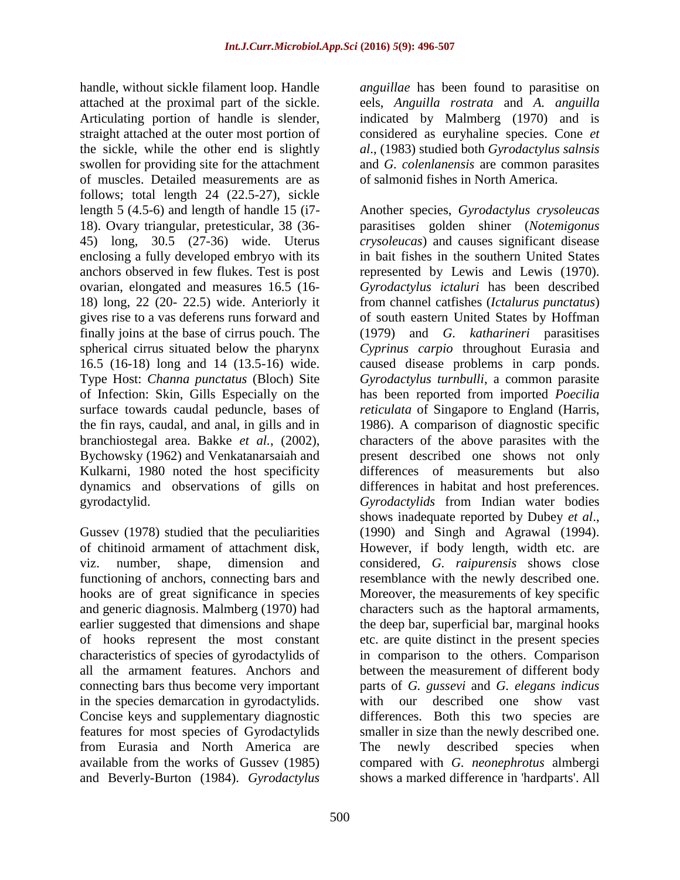handle, without sickle filament loop. Handle attached at the proximal part of the sickle. Articulating portion of handle is slender, straight attached at the outer most portion of the sickle, while the other end is slightly swollen for providing site for the attachment of muscles. Detailed measurements are as follows; total length 24 (22.5-27), sickle length 5 (4.5-6) and length of handle 15 (i7-18). Ovary triangular, pretesticular, 38 (36-45) long, 30.5 (27-36) wide. Uterus enclosing a fully developed embryo with its anchors observed in few flukes. Test is post ovarian, elongated and measures 16.5 (16-18) long, 22 (20- 22.5) wide. Anteriorly it gives rise to a vas deferens runs forward and finally joins at the base of cirrus pouch. The spherical cirrus situated below the pharynx 16.5 (16-18) long and 14 (13.5-16) wide. Type Host: *Channa punctatus* (Bloch) Site of Infection: Skin, Gills Especially on the surface towards caudal peduncle, bases of the fin rays, caudal, and anal, in gills and in branchiostegal area. Bakke *et al.*, (2002), Bychowsky (1962) and Venkatanarsaiah and Kulkarni, 1980 noted the host specificity dynamics and observations of gills on gyrodactylid.

Gussev (1978) studied that the peculiarities of chitinoid armament of attachment disk, viz. number, shape, dimension and functioning of anchors, connecting bars and hooks are of great significance in species and generic diagnosis. Malmberg (1970) had earlier suggested that dimensions and shape of hooks represent the most constant characteristics of species of gyrodactylids of all the armament features. Anchors and connecting bars thus become very important in the species demarcation in gyrodactylids. Concise keys and supplementary diagnostic features for most species of Gyrodactylids from Eurasia and North America are available from the works of Gussev (1985) and Beverly-Burton (1984). *Gyrodactylus anguillae* has been found to parasitise on eels, *Anguilla rostrata* and *A. anguilla* indicated by Malmberg (1970) and is considered as euryhaline species. Cone *et al*., (1983) studied both *Gyrodactylus salnsis* and *G. colenlanensis* are common parasites of salmonid fishes in North America.

Another species, *Gyrodactylus crysoleucas* parasitises golden shiner (*Notemigonus crysoleucas*) and causes significant disease in bait fishes in the southern United States represented by Lewis and Lewis (1970). *Gyrodactylus ictaluri* has been described from channel catfishes (*Ictalurus punctatus*) of south eastern United States by Hoffman (1979) and *G. katharineri* parasitises *Cyprinus carpio* throughout Eurasia and caused disease problems in carp ponds. *Gyrodactylus turnbulli*, a common parasite has been reported from imported *Poecilia reticulata* of Singapore to England (Harris, 1986). A comparison of diagnostic specific characters of the above parasites with the present described one shows not only differences of measurements but also differences in habitat and host preferences. *Gyrodactylids* from Indian water bodies shows inadequate reported by Dubey *et al*., (1990) and Singh and Agrawal (1994). However, if body length, width etc. are considered, *G. raipurensis* shows close resemblance with the newly described one. Moreover, the measurements of key specific characters such as the haptoral armaments, the deep bar, superficial bar, marginal hooks etc. are quite distinct in the present species in comparison to the others. Comparison between the measurement of different body parts of *G. gussevi* and *G. elegans indicus* with our described one show vast differences. Both this two species are smaller in size than the newly described one. The newly described species when compared with *G. neonephrotus* almbergi shows a marked difference in 'hardparts'. All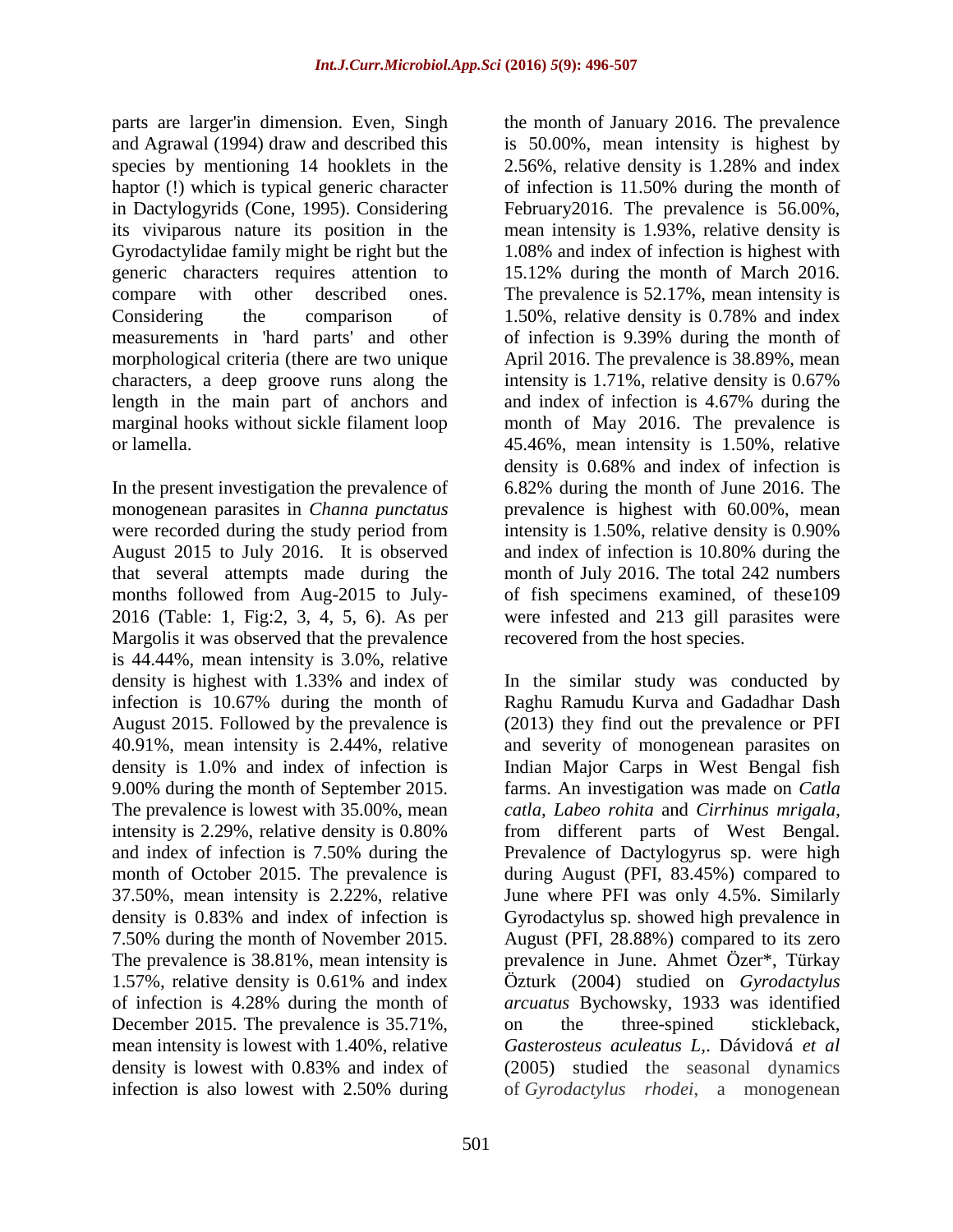parts are larger'in dimension. Even, Singh and Agrawal (1994) draw and described this species by mentioning 14 hooklets in the haptor (!) which is typical generic character in Dactylogyrids (Cone, 1995). Considering its viviparous nature its position in the Gyrodactylidae family might be right but the generic characters requires attention to compare with other described ones. Considering the comparison of measurements in 'hard parts' and other morphological criteria (there are two unique characters, a deep groove runs along the length in the main part of anchors and marginal hooks without sickle filament loop or lamella.

In the present investigation the prevalence of monogenean parasites in *Channa punctatus* were recorded during the study period from August 2015 to July 2016. It is observed that several attempts made during the months followed from Aug-2015 to July-2016 (Table: 1, Fig:2, 3, 4, 5, 6). As per Margolis it was observed that the prevalence is 44.44%, mean intensity is 3.0%, relative density is highest with 1.33% and index of infection is 10.67% during the month of August 2015. Followed by the prevalence is 40.91%, mean intensity is 2.44%, relative density is 1.0% and index of infection is 9.00% during the month of September 2015. The prevalence is lowest with 35.00%, mean intensity is 2.29%, relative density is 0.80% and index of infection is 7.50% during the month of October 2015. The prevalence is 37.50%, mean intensity is 2.22%, relative density is 0.83% and index of infection is 7.50% during the month of November 2015. The prevalence is 38.81%, mean intensity is 1.57%, relative density is 0.61% and index of infection is 4.28% during the month of December 2015. The prevalence is 35.71%, mean intensity is lowest with 1.40%, relative density is lowest with 0.83% and index of infection is also lowest with 2.50% during the month of January 2016. The prevalence is 50.00%, mean intensity is highest by 2.56%, relative density is 1.28% and index of infection is 11.50% during the month of February2016. The prevalence is 56.00%, mean intensity is 1.93%, relative density is 1.08% and index of infection is highest with 15.12% during the month of March 2016. The prevalence is 52.17%, mean intensity is 1.50%, relative density is 0.78% and index of infection is 9.39% during the month of April 2016. The prevalence is 38.89%, mean intensity is 1.71%, relative density is 0.67% and index of infection is 4.67% during the month of May 2016. The prevalence is 45.46%, mean intensity is 1.50%, relative density is 0.68% and index of infection is 6.82% during the month of June 2016. The prevalence is highest with 60.00%, mean intensity is 1.50%, relative density is 0.90% and index of infection is 10.80% during the month of July 2016. The total 242 numbers of fish specimens examined, of these109 were infested and 213 gill parasites were recovered from the host species.

In the similar study was conducted by Raghu Ramudu Kurva and Gadadhar Dash (2013) they find out the prevalence or PFI and severity of monogenean parasites on Indian Major Carps in West Bengal fish farms. An investigation was made on *Catla catla*, *Labeo rohita* and *Cirrhinus mrigala*, from different parts of West Bengal. Prevalence of Dactylogyrus sp. were high during August (PFI, 83.45%) compared to June where PFI was only 4.5%. Similarly Gyrodactylus sp. showed high prevalence in August (PFI, 28.88%) compared to its zero prevalence in June. Ahmet Özer*, Türkay Özturk (2004) studied on *Gyrodactylus arcuatus* Bychowsky, 1933 was identified on the three-spined stickleback, *Gasterosteus aculeatus L,*. Dávidová *et al* (2005) studied the seasonal dynamics of *Gyrodactylus rhodei*, a monogenean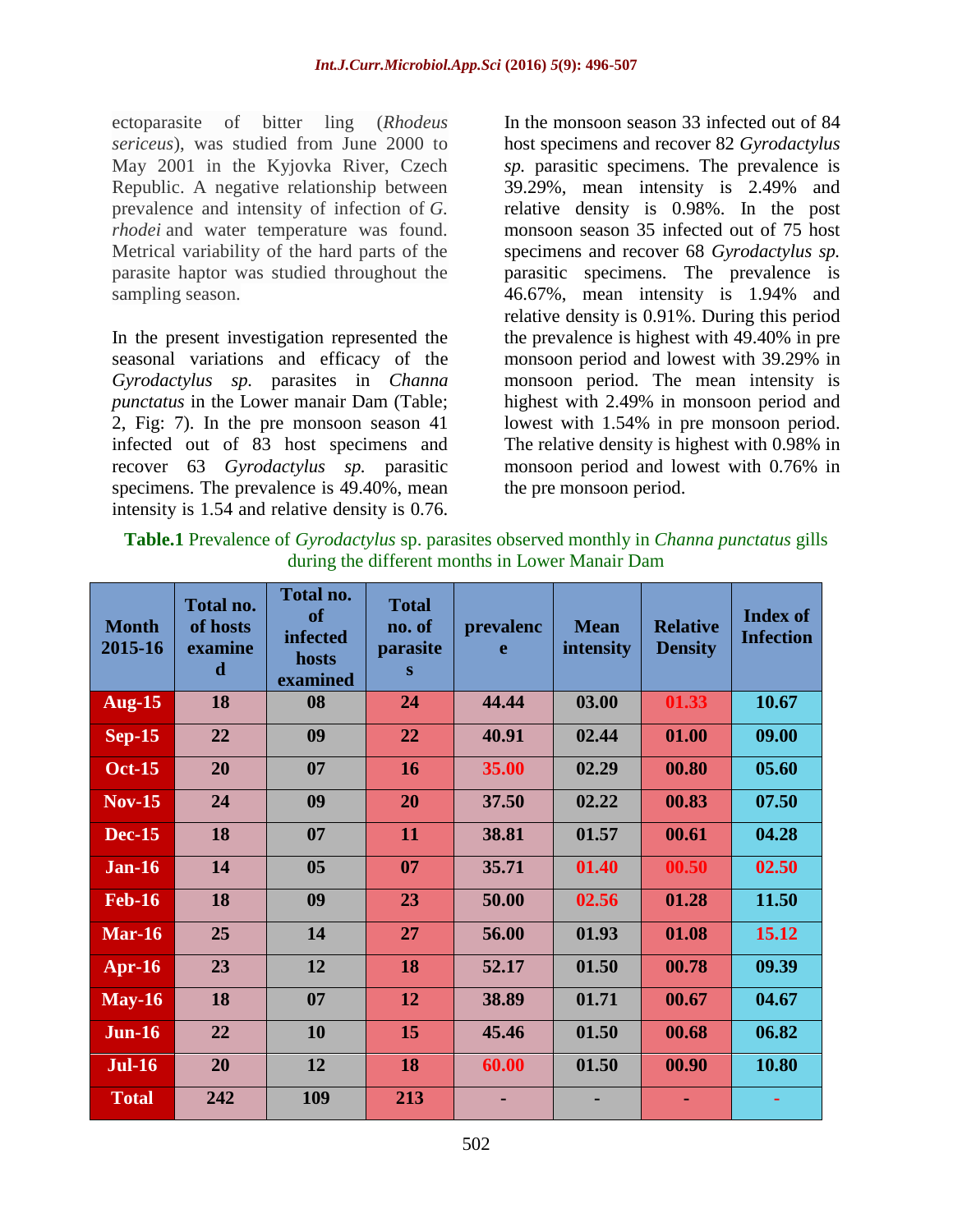ectoparasite of bitter ling (*Rhodeus sericeus*), was studied from June 2000 to May 2001 in the Kyjovka River, Czech Republic. A negative relationship between prevalence and intensity of infection of *G. rhodei* and water temperature was found. Metrical variability of the hard parts of the parasite haptor was studied throughout the sampling season.

In the present investigation represented the seasonal variations and efficacy of the *Gyrodactylus sp.* parasites in *Channa punctatus* in the Lower manair Dam (Table; 2, Fig: 7). In the pre monsoon season 41 infected out of 83 host specimens and recover 63 *Gyrodactylus sp.* parasitic specimens. The prevalence is 49.40%, mean intensity is 1.54 and relative density is 0.76. In the monsoon season 33 infected out of 84 host specimens and recover 82 *Gyrodactylus sp.* parasitic specimens. The prevalence is 39.29%, mean intensity is 2.49% and relative density is 0.98%. In the post monsoon season 35 infected out of 75 host specimens and recover 68 *Gyrodactylus sp.* parasitic specimens. The prevalence is 46.67%, mean intensity is 1.94% and relative density is 0.91%. During this period the prevalence is highest with 49.40% in pre monsoon period and lowest with 39.29% in monsoon period. The mean intensity is highest with 2.49% in monsoon period and lowest with 1.54% in pre monsoon period. The relative density is highest with 0.98% in monsoon period and lowest with 0.76% in the pre monsoon period.

**Table.1** Prevalence of *Gyrodactylus* sp. parasites observed monthly in *Channa punctatus* gills during the different months in Lower Manair Dam

| Month 2015-16 | Total no. of hosts examined | Total no. of infected hosts examined | Total no. of parasites | prevalence | Mean intensity | Relative Density | Index of Infection |
|---|---|---|---|---|---|---|---|
| Aug-15 | 18 | 08 | 24 | 44.44 | 03.00 | 01.33 | 10.67 |
| Sep-15 | 22 | 09 | 22 | 40.91 | 02.44 | 01.00 | 09.00 |
| Oct-15 | 20 | 07 | 16 | 35.00 | 02.29 | 00.80 | 05.60 |
| Nov-15 | 24 | 09 | 20 | 37.50 | 02.22 | 00.83 | 07.50 |
| Dec-15 | 18 | 07 | 11 | 38.81 | 01.57 | 00.61 | 04.28 |
| Jan-16 | 14 | 05 | 07 | 35.71 | 01.40 | 00.50 | 02.50 |
| Feb-16 | 18 | 09 | 23 | 50.00 | 02.56 | 01.28 | 11.50 |
| Mar-16 | 25 | 14 | 27 | 56.00 | 01.93 | 01.08 | 15.12 |
| Apr-16 | 23 | 12 | 18 | 52.17 | 01.50 | 00.78 | 09.39 |
| May-16 | 18 | 07 | 12 | 38.89 | 01.71 | 00.67 | 04.67 |
| Jun-16 | 22 | 10 | 15 | 45.46 | 01.50 | 00.68 | 06.82 |
| Jul-16 | 20 | 12 | 18 | 60.00 | 01.50 | 00.90 | 10.80 |
| Total | 242 | 109 | 213 | - | - | - | - |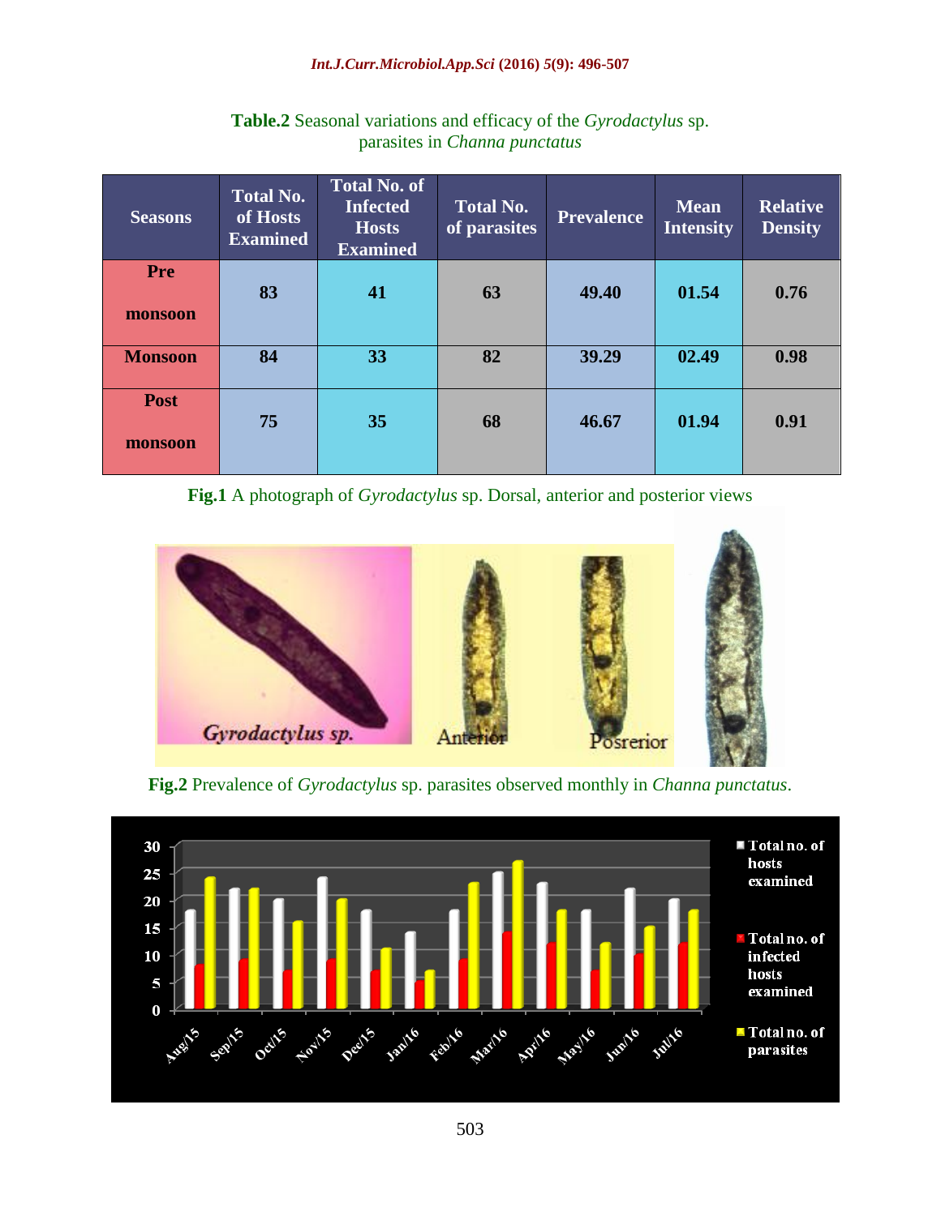**Table.2** Seasonal variations and efficacy of the *Gyrodactylus* sp. parasites in *Channa punctatus*

| Seasons | Total No. of Hosts Examined | Total No. of Infected Hosts Examined | Total No. of parasites | Prevalence | Mean Intensity | Relative Density |
|---|---|---|---|---|---|---|
| Pre monsoon | 83 | 41 | 63 | 49.40 | 01.54 | 0.76 |
| Monsoon | 84 | 33 | 82 | 39.29 | 02.49 | 0.98 |
| Post monsoon | 75 | 35 | 68 | 46.67 | 01.94 | 0.91 |

**Fig.1** A photograph of *Gyrodactylus* sp. Dorsal, anterior and posterior views

**Fig.2** Prevalence of *Gyrodactylus* sp. parasites observed monthly in *Channa punctatus*.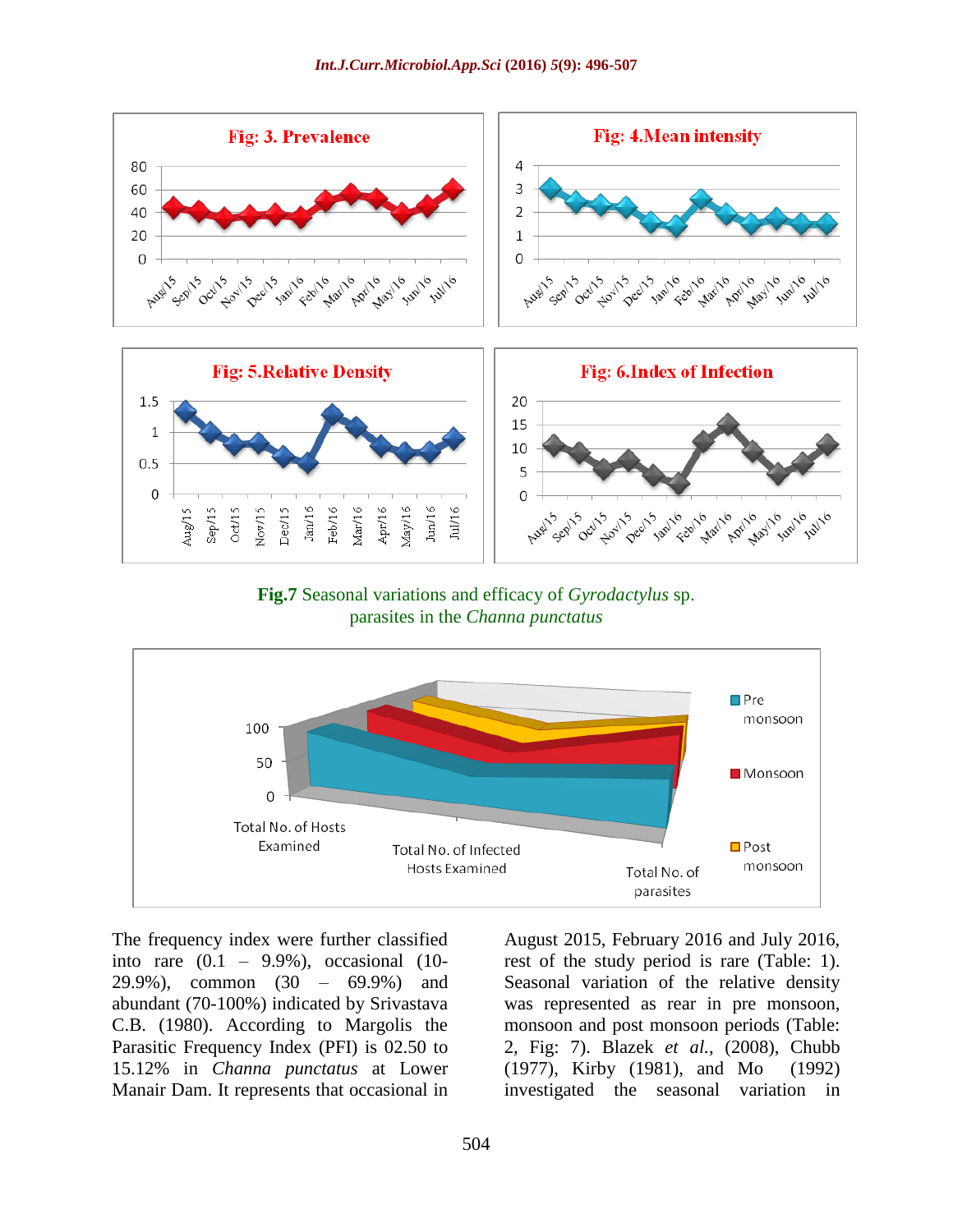Fig: 3. Prevalence

Fig: 4.Mean intensity

Fig: 5.Relative Density

Fig: 6.Index of Infection

**Fig.7** Seasonal variations and efficacy of *Gyrodactylus* sp. parasites in the *Channa punctatus*

The frequency index were further classified into rare (0.1 – 9.9%), occasional (10-29.9%), common (30 – 69.9%) and abundant (70-100%) indicated by Srivastava C.B. (1980). According to Margolis the Parasitic Frequency Index (PFI) is 02.50 to 15.12% in *Channa punctatus* at Lower Manair Dam. It represents that occasional in August 2015, February 2016 and July 2016, rest of the study period is rare (Table: 1). Seasonal variation of the relative density was represented as rear in pre monsoon, monsoon and post monsoon periods (Table: 2, Fig: 7). Blazek *et al.*, (2008), Chubb (1977), Kirby (1981), and Mo (1992) investigated the seasonal variation in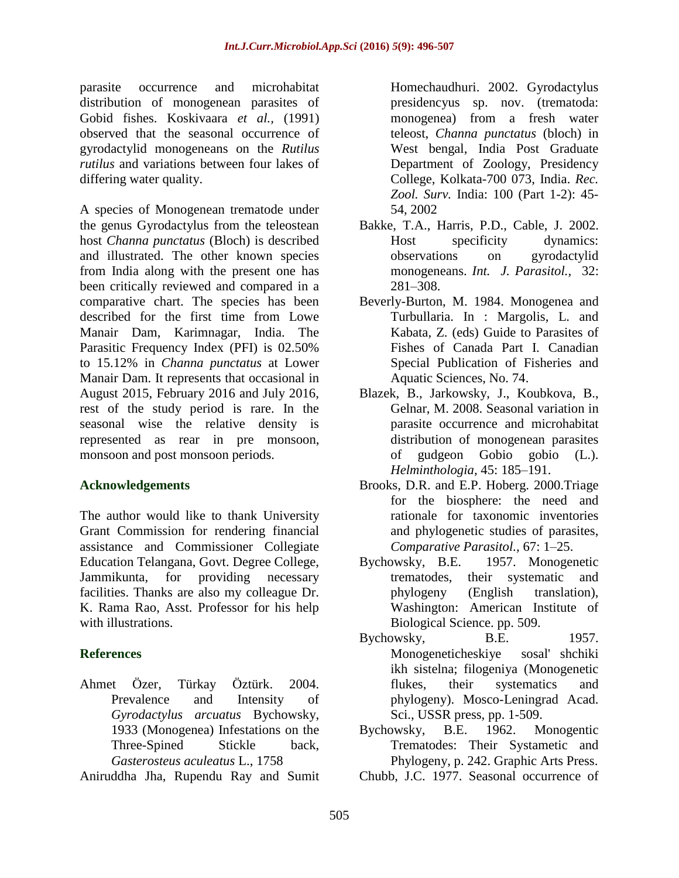parasite occurrence and microhabitat distribution of monogenean parasites of Gobid fishes. Koskivaara *et al.,* (1991) observed that the seasonal occurrence of gyrodactylid monogeneans on the *Rutilus rutilus* and variations between four lakes of differing water quality.

A species of Monogenean trematode under the genus Gyrodactylus from the teleostean host *Channa punctatus* (Bloch) is described and illustrated. The other known species from India along with the present one has been critically reviewed and compared in a comparative chart. The species has been described for the first time from Lowe Manair Dam, Karimnagar, India. The Parasitic Frequency Index (PFI) is 02.50% to 15.12% in *Channa punctatus* at Lower Manair Dam. It represents that occasional in August 2015, February 2016 and July 2016, rest of the study period is rare. In the seasonal wise the relative density is represented as rear in pre monsoon, monsoon and post monsoon periods.

## Acknowledgements

The author would like to thank University Grant Commission for rendering financial assistance and Commissioner Collegiate Education Telangana, Govt. Degree College, Jammikunta, for providing necessary facilities. Thanks are also my colleague Dr. K. Rama Rao, Asst. Professor for his help with illustrations.

## References

Ahmet Özer, Türkay Öztürk. 2004. Prevalence and Intensity of *Gyrodactylus arcuatus* Bychowsky, 1933 (Monogenea) Infestations on the Three-Spined Stickle back, *Gasterosteus aculeatus* L., 1758

Aniruddha Jha, Rupendu Ray and Sumit Homechaudhuri. 2002. Gyrodactylus presidencyus sp. nov. (trematoda: monogenea) from a fresh water teleost, *Channa punctatus* (bloch) in West bengal, India Post Graduate Department of Zoology, Presidency College, Kolkata-700 073, India. *Rec. Zool. Surv.* India: 100 (Part 1-2): 45-54, 2002

Bakke, T.A., Harris, P.D., Cable, J. 2002. Host specificity dynamics: observations on gyrodactylid monogeneans. *Int. J. Parasitol.,* 32: 281–308.

Beverly-Burton, M. 1984. Monogenea and Turbullaria. In : Margolis, L. and Kabata, Z. (eds) Guide to Parasites of Fishes of Canada Part I. Canadian Special Publication of Fisheries and Aquatic Sciences, No. 74.

Blazek, B., Jarkowsky, J., Koubkova, B., Gelnar, M. 2008. Seasonal variation in parasite occurrence and microhabitat distribution of monogenean parasites of gudgeon Gobio gobio (L.). *Helminthologia,* 45: 185–191.

Brooks, D.R. and E.P. Hoberg. 2000.Triage for the biosphere: the need and rationale for taxonomic inventories and phylogenetic studies of parasites, *Comparative Parasitol.,* 67: 1–25.

Bychowsky, B.E. 1957. Monogenetic trematodes, their systematic and phylogeny (English translation), Washington: American Institute of Biological Science. pp. 509.

Bychowsky, B.E. 1957. Monogeneticheskiye sosal' shchiki ikh sistelna; filogeniya (Monogenetic flukes, their systematics and phylogeny). Mosco-Leningrad Acad. Sci., USSR press, pp. 1-509.

Bychowsky, B.E. 1962. Monogentic Trematodes: Their Systametic and Phylogeny, p. 242. Graphic Arts Press.

Chubb, J.C. 1977. Seasonal occurrence of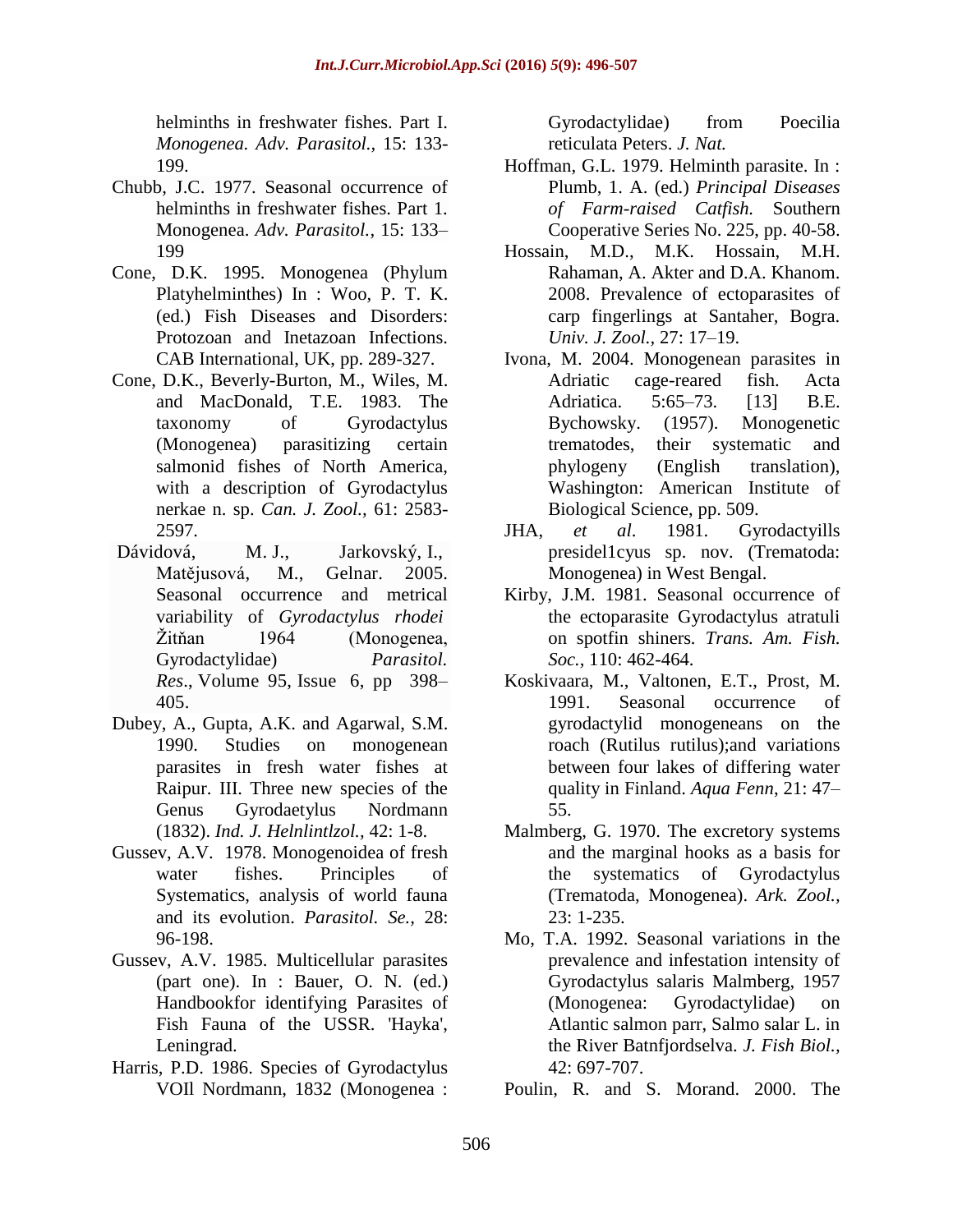helminths in freshwater fishes. Part I. *Monogenea. Adv. Parasitol.,* 15: 133-199.

Chubb, J.C. 1977. Seasonal occurrence of helminths in freshwater fishes. Part 1. Monogenea. *Adv. Parasitol.,* 15: 133–199

Cone, D.K. 1995. Monogenea (Phylum Platyhelminthes) In : Woo, P. T. K. (ed.) Fish Diseases and Disorders: Protozoan and Inetazoan Infections. CAB International, UK, pp. 289-327.

Cone, D.K., Beverly-Burton, M., Wiles, M. and MacDonald, T.E. 1983. The taxonomy of Gyrodactylus (Monogenea) parasitizing certain salmonid fishes of North America, with a description of Gyrodactylus nerkae n. sp. *Can. J. Zool.,* 61: 2583-2597.

Dávidová, M. J., Jarkovský, I., Matějusová, M., Gelnar. 2005. Seasonal occurrence and metrical variability of *Gyrodactylus rhodei* Žitňan 1964 (Monogenea, Gyrodactylidae) *Parasitol. Res*., Volume 95, Issue 6, pp 398–405.

Dubey, A., Gupta, A.K. and Agarwal, S.M. 1990. Studies on monogenean parasites in fresh water fishes at Raipur. III. Three new species of the Genus Gyrodaetylus Nordmann (1832). *Ind. J. Helnlintlzol.,* 42: 1-8.

Gussev, A.V. 1978. Monogenoidea of fresh water fishes. Principles of Systematics, analysis of world fauna and its evolution. *Parasitol. Se.,* 28: 96-198.

Gussev, A.V. 1985. Multicellular parasites (part one). In : Bauer, O. N. (ed.) Handbookfor identifying Parasites of Fish Fauna of the USSR. 'Hayka', Leningrad.

Harris, P.D. 1986. Species of Gyrodactylus VOIl Nordmann, 1832 (Monogenea : Gyrodactylidae) from Poecilia reticulata Peters. *J. Nat.*

Hoffman, G.L. 1979. Helminth parasite. In : Plumb, 1. A. (ed.) *Principal Diseases of Farm-raised Catfish.* Southern Cooperative Series No. 225, pp. 40-58.

Hossain, M.D., M.K. Hossain, M.H. Rahaman, A. Akter and D.A. Khanom. 2008. Prevalence of ectoparasites of carp fingerlings at Santaher, Bogra. *Univ. J. Zool.,* 27: 17–19.

Ivona, M. 2004. Monogenean parasites in Adriatic cage-reared fish. Acta Adriatica. 5:65–73. [13] B.E. Bychowsky. (1957). Monogenetic trematodes, their systematic and phylogeny (English translation), Washington: American Institute of Biological Science, pp. 509.

JHA, *et al.* 1981. Gyrodactyills preside1cyus sp. nov. (Trematoda: Monogenea) in West Bengal.

Kirby, J.M. 1981. Seasonal occurrence of the ectoparasite Gyrodactylus atratuli on spotfin shiners. *Trans. Am. Fish. Soc.,* 110: 462-464.

Koskivaara, M., Valtonen, E.T., Prost, M. 1991. Seasonal occurrence of gyrodactylid monogeneans on the roach (Rutilus rutilus);and variations between four lakes of differing water quality in Finland. *Aqua Fenn*, 21: 47–55.

Malmberg, G. 1970. The excretory systems and the marginal hooks as a basis for the systematics of Gyrodactylus (Trematoda, Monogenea). *Ark. Zool.,* 23: 1-235.

Mo, T.A. 1992. Seasonal variations in the prevalence and infestation intensity of Gyrodactylus salaris Malmberg, 1957 (Monogenea: Gyrodactylidae) on Atlantic salmon parr, Salmo salar L. in the River Batnfjordselva. *J. Fish Biol.,* 42: 697-707.

Poulin, R. and S. Morand. 2000. The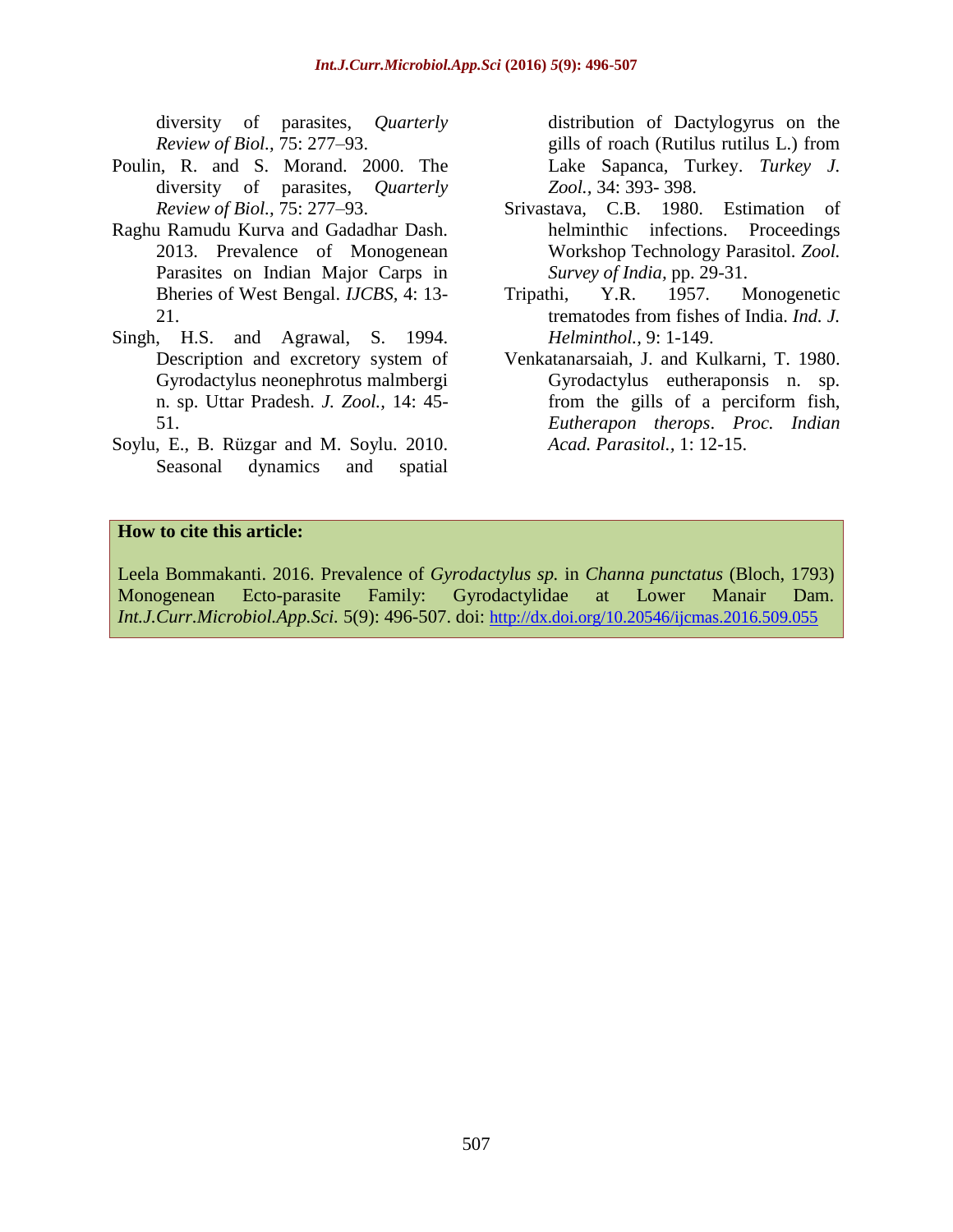diversity of parasites, *Quarterly Review of Biol.*, 75: 277–93.

Poulin, R. and S. Morand. 2000. The diversity of parasites, *Quarterly Review of Biol.*, 75: 277–93.

Raghu Ramudu Kurva and Gadadhar Dash. 2013. Prevalence of Monogenean Parasites on Indian Major Carps in Bheries of West Bengal. *IJCBS*, 4: 13-21.

Singh, H.S. and Agrawal, S. 1994. Description and excretory system of Gyrodactylus neonephrotus malmbergi n. sp. Uttar Pradesh. *J. Zool.*, 14: 45-51.

Soylu, E., B. Rüzgar and M. Soylu. 2010. Seasonal dynamics and spatial distribution of Dactylogyrus on the gills of roach (Rutilus rutilus L.) from Lake Sapanca, Turkey. *Turkey J. Zool.*, 34: 393- 398.

Srivastava, C.B. 1980. Estimation of helminthic infections. Proceedings Workshop Technology Parasitol. *Zool. Survey of India*, pp. 29-31.

Tripathi, Y.R. 1957. Monogenetic trematodes from fishes of India. *Ind. J. Helminthol.*, 9: 1-149.

Venkatanarsaiah, J. and Kulkarni, T. 1980. Gyrodactylus eutheraponsis n. sp. from the gills of a perciform fish, *Eutherapon therops*. *Proc. Indian Acad. Parasitol.*, 1: 12-15.

**How to cite this article:**

Leela Bommakanti. 2016. Prevalence of *Gyrodactylus sp.* in *Channa punctatus* (Bloch, 1793) Monogenean Ecto-parasite Family: Gyrodactylidae at Lower Manair Dam. *Int.J.Curr.Microbiol.App.Sci.* 5(9): 496-507. doi: http://dx.doi.org/10.20546/ijcmas.2016.509.055